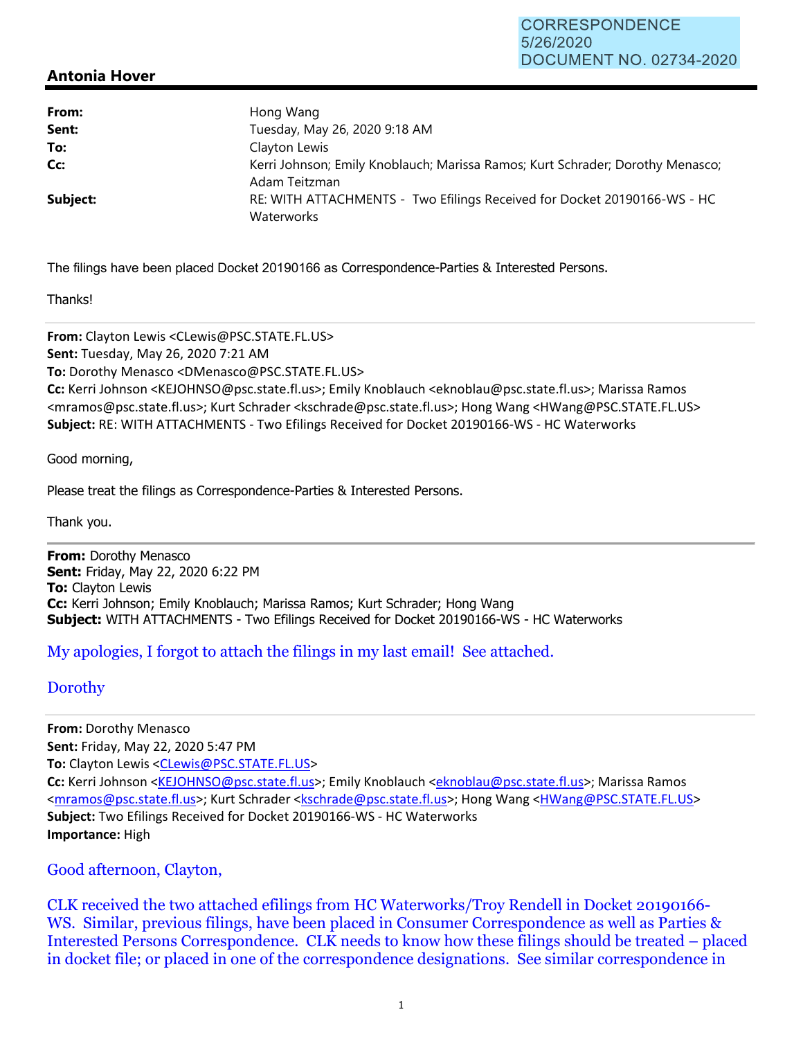CORRESPONDENCE
5/26/2020
DOCUMENT NO. 02734-2020

## Antonia Hover

| | |
|---|---|
| **From:** | Hong Wang |
| **Sent:** | Tuesday, May 26, 2020 9:18 AM |
| **To:** | Clayton Lewis |
| **Cc:** | Kerri Johnson; Emily Knoblauch; Marissa Ramos; Kurt Schrader; Dorothy Menasco; Adam Teitzman |
| **Subject:** | RE: WITH ATTACHMENTS - Two Efilings Received for Docket 20190166-WS - HC Waterworks |

The filings have been placed Docket 20190166 as Correspondence-Parties & Interested Persons.

Thanks!

---

**From:** Clayton Lewis <CLewis@PSC.STATE.FL.US>
**Sent:** Tuesday, May 26, 2020 7:21 AM
**To:** Dorothy Menasco <DMenasco@PSC.STATE.FL.US>
**Cc:** Kerri Johnson <KEJOHNSO@psc.state.fl.us>; Emily Knoblauch <eknoblau@psc.state.fl.us>; Marissa Ramos <mramos@psc.state.fl.us>; Kurt Schrader <kschrade@psc.state.fl.us>; Hong Wang <HWang@PSC.STATE.FL.US>
**Subject:** RE: WITH ATTACHMENTS - Two Efilings Received for Docket 20190166-WS - HC Waterworks

Good morning,

Please treat the filings as Correspondence-Parties & Interested Persons.

Thank you.

---

**From:** Dorothy Menasco
**Sent:** Friday, May 22, 2020 6:22 PM
**To:** Clayton Lewis
**Cc:** Kerri Johnson; Emily Knoblauch; Marissa Ramos; Kurt Schrader; Hong Wang
**Subject:** WITH ATTACHMENTS - Two Efilings Received for Docket 20190166-WS - HC Waterworks

My apologies, I forgot to attach the filings in my last email! See attached.

Dorothy

---

**From:** Dorothy Menasco
**Sent:** Friday, May 22, 2020 5:47 PM
**To:** Clayton Lewis <CLewis@PSC.STATE.FL.US>
**Cc:** Kerri Johnson <KEJOHNSO@psc.state.fl.us>; Emily Knoblauch <eknoblau@psc.state.fl.us>; Marissa Ramos <mramos@psc.state.fl.us>; Kurt Schrader <kschrade@psc.state.fl.us>; Hong Wang <HWang@PSC.STATE.FL.US>
**Subject:** Two Efilings Received for Docket 20190166-WS - HC Waterworks
**Importance:** High

Good afternoon, Clayton,

CLK received the two attached efilings from HC Waterworks/Troy Rendell in Docket 20190166-WS. Similar, previous filings, have been placed in Consumer Correspondence as well as Parties & Interested Persons Correspondence. CLK needs to know how these filings should be treated – placed in docket file; or placed in one of the correspondence designations. See similar correspondence in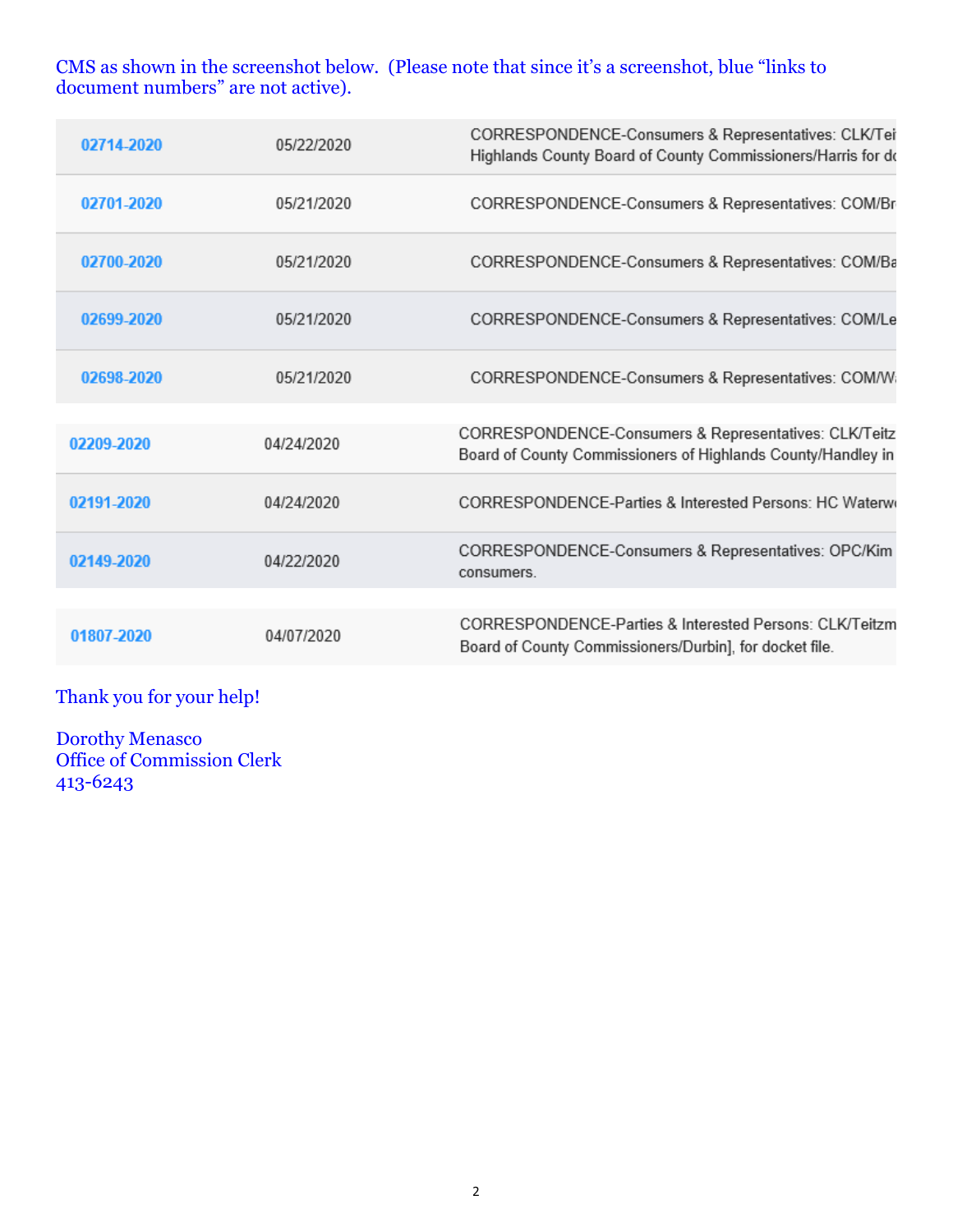CMS as shown in the screenshot below. (Please note that since it's a screenshot, blue "links to document numbers" are not active).

| | | |
|---|---|---|
| 02714-2020 | 05/22/2020 | CORRESPONDENCE-Consumers & Representatives: CLK/Tei Highlands County Board of County Commissioners/Harris for do |
| 02701-2020 | 05/21/2020 | CORRESPONDENCE-Consumers & Representatives: COM/Br |
| 02700-2020 | 05/21/2020 | CORRESPONDENCE-Consumers & Representatives: COM/Ba |
| 02699-2020 | 05/21/2020 | CORRESPONDENCE-Consumers & Representatives: COM/Le |
| 02698-2020 | 05/21/2020 | CORRESPONDENCE-Consumers & Representatives: COM/W |
| 02209-2020 | 04/24/2020 | CORRESPONDENCE-Consumers & Representatives: CLK/Teitz Board of County Commissioners of Highlands County/Handley in |
| 02191-2020 | 04/24/2020 | CORRESPONDENCE-Parties & Interested Persons: HC Waterw |
| 02149-2020 | 04/22/2020 | CORRESPONDENCE-Consumers & Representatives: OPC/Kim consumers. |
| 01807-2020 | 04/07/2020 | CORRESPONDENCE-Parties & Interested Persons: CLK/Teitzm Board of County Commissioners/Durbin], for docket file. |

Thank you for your help!

Dorothy Menasco
Office of Commission Clerk
413-6243